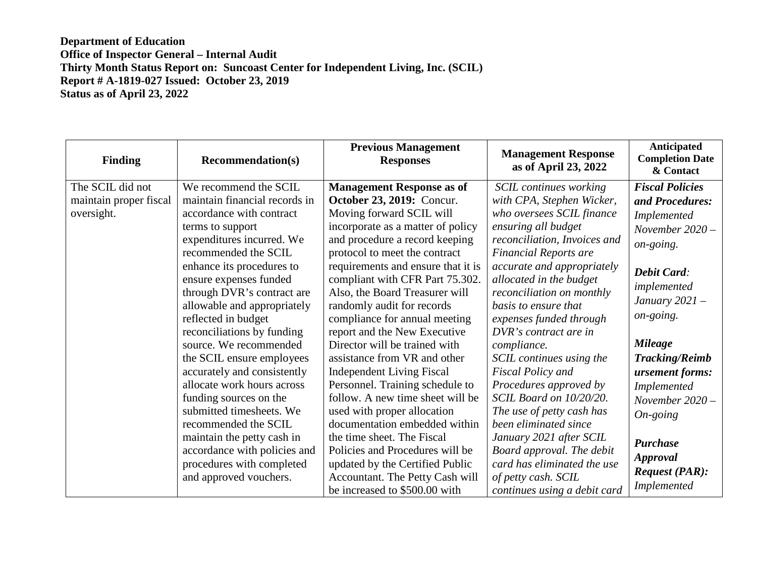**Department of Education**
**Office of Inspector General – Internal Audit**
**Thirty Month Status Report on: Suncoast Center for Independent Living, Inc. (SCIL)**
**Report # A-1819-027 Issued: October 23, 2019**
**Status as of April 23, 2022**

| Finding | Recommendation(s) | Previous Management Responses | Management Response as of April 23, 2022 | Anticipated Completion Date & Contact |
|---|---|---|---|---|
| The SCIL did not maintain proper fiscal oversight. | We recommend the SCIL maintain financial records in accordance with contract terms to support expenditures incurred. We recommended the SCIL enhance its procedures to ensure expenses funded through DVR's contract are allowable and appropriately reflected in budget reconciliations by funding source. We recommended the SCIL ensure employees accurately and consistently allocate work hours across funding sources on the submitted timesheets. We recommended the SCIL maintain the petty cash in accordance with policies and procedures with completed and approved vouchers. | **Management Response as of October 23, 2019:** Concur. Moving forward SCIL will incorporate as a matter of policy and procedure a record keeping protocol to meet the contract requirements and ensure that it is compliant with CFR Part 75.302. Also, the Board Treasurer will randomly audit for records compliance for annual meeting report and the New Executive Director will be trained with assistance from VR and other Independent Living Fiscal Personnel. Training schedule to follow. A new time sheet will be used with proper allocation documentation embedded within the time sheet. The Fiscal Policies and Procedures will be updated by the Certified Public Accountant. The Petty Cash will be increased to $500.00 with | *SCIL continues working with CPA, Stephen Wicker, who oversees SCIL finance ensuring all budget reconciliation, Invoices and Financial Reports are accurate and appropriately allocated in the budget reconciliation on monthly basis to ensure that expenses funded through DVR's contract are in compliance. SCIL continues using the Fiscal Policy and Procedures approved by SCIL Board on 10/20/20. The use of petty cash has been eliminated since January 2021 after SCIL Board approval. The debit card has eliminated the use of petty cash. SCIL continues using a debit card* | ***Fiscal Policies and Procedures:*** *Implemented November 2020 – on-going.* ***Debit Card****: implemented January 2021 – on-going.* ***Mileage Tracking/Reimbursement forms:*** *Implemented November 2020 – On-going* ***Purchase Approval Request (PAR):*** *Implemented* |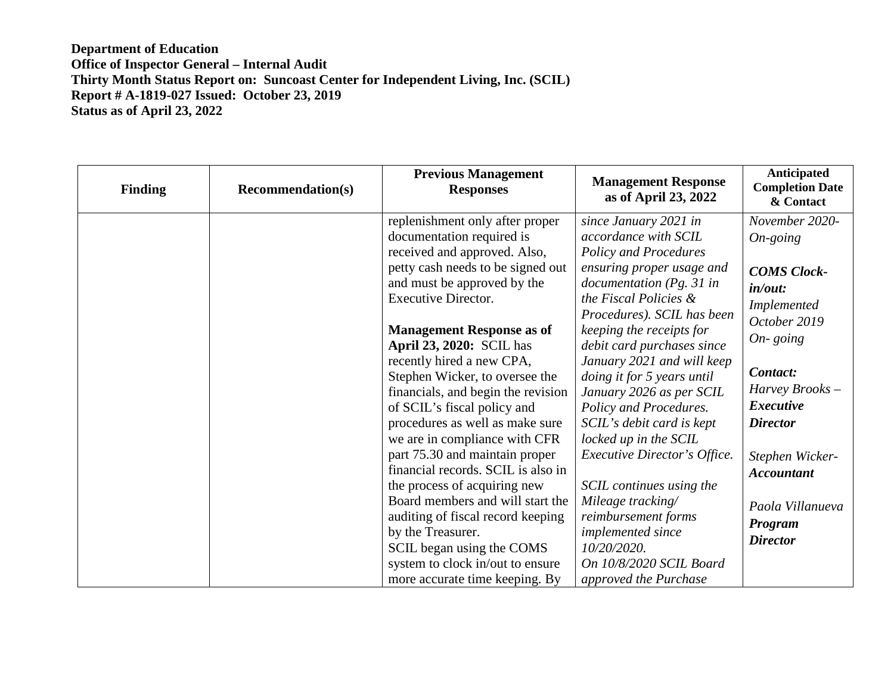**Department of Education**
**Office of Inspector General – Internal Audit**
**Thirty Month Status Report on: Suncoast Center for Independent Living, Inc. (SCIL)**
**Report # A-1819-027 Issued: October 23, 2019**
**Status as of April 23, 2022**

| Finding | Recommendation(s) | Previous Management Responses | Management Response as of April 23, 2022 | Anticipated Completion Date & Contact |
|---|---|---|---|---|
| | | replenishment only after proper documentation required is received and approved. Also, petty cash needs to be signed out and must be approved by the Executive Director.<br><br>**Management Response as of April 23, 2020:** SCIL has recently hired a new CPA, Stephen Wicker, to oversee the financials, and begin the revision of SCIL's fiscal policy and procedures as well as make sure we are in compliance with CFR part 75.30 and maintain proper financial records. SCIL is also in the process of acquiring new Board members and will start the auditing of fiscal record keeping by the Treasurer.<br>SCIL began using the COMS system to clock in/out to ensure more accurate time keeping. By | *since January 2021 in accordance with SCIL Policy and Procedures ensuring proper usage and documentation (Pg. 31 in the Fiscal Policies & Procedures). SCIL has been keeping the receipts for debit card purchases since January 2021 and will keep doing it for 5 years until January 2026 as per SCIL Policy and Procedures. SCIL's debit card is kept locked up in the SCIL Executive Director's Office.*<br><br>*SCIL continues using the Mileage tracking/ reimbursement forms implemented since 10/20/2020.*<br>*On 10/8/2020 SCIL Board approved the Purchase* | *November 2020- On-going*<br><br>***COMS Clock-in/out:*** *Implemented October 2019 On- going*<br><br>***Contact:*** *Harvey Brooks –* ***Executive Director***<br><br>*Stephen Wicker-* ***Accountant***<br><br>*Paola Villanueva* ***Program Director*** |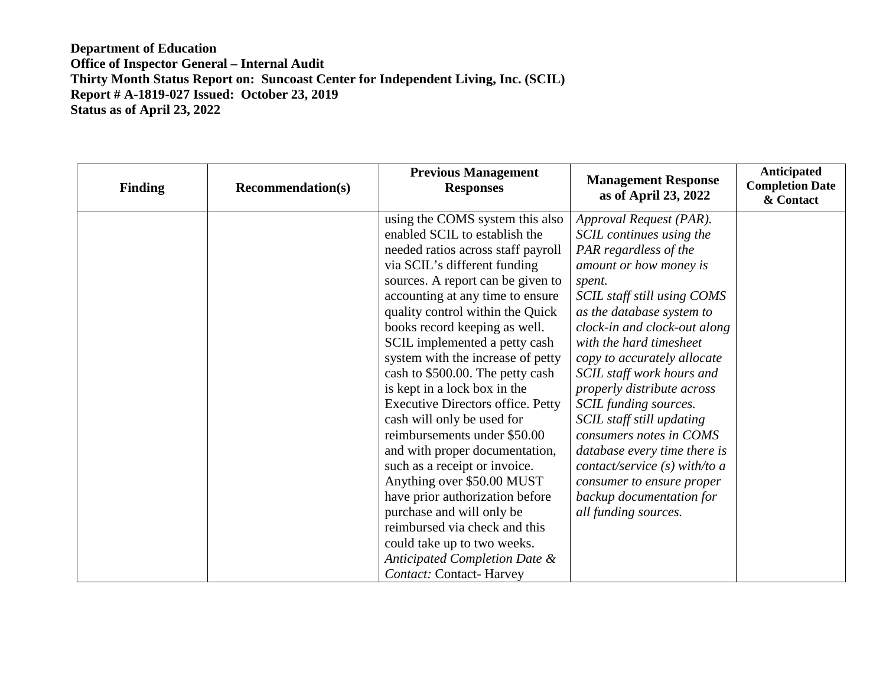**Department of Education**
**Office of Inspector General – Internal Audit**
**Thirty Month Status Report on: Suncoast Center for Independent Living, Inc. (SCIL)**
**Report # A-1819-027 Issued: October 23, 2019**
**Status as of April 23, 2022**

| Finding | Recommendation(s) | Previous Management Responses | Management Response as of April 23, 2022 | Anticipated Completion Date & Contact |
|---|---|---|---|---|
| | | using the COMS system this also enabled SCIL to establish the needed ratios across staff payroll via SCIL's different funding sources. A report can be given to accounting at any time to ensure quality control within the Quick books record keeping as well. SCIL implemented a petty cash system with the increase of petty cash to $500.00. The petty cash is kept in a lock box in the Executive Directors office. Petty cash will only be used for reimbursements under $50.00 and with proper documentation, such as a receipt or invoice. Anything over $50.00 MUST have prior authorization before purchase and will only be reimbursed via check and this could take up to two weeks. *Anticipated Completion Date & Contact:* Contact- Harvey | *Approval Request (PAR). SCIL continues using the PAR regardless of the amount or how money is spent. SCIL staff still using COMS as the database system to clock-in and clock-out along with the hard timesheet copy to accurately allocate SCIL staff work hours and properly distribute across SCIL funding sources. SCIL staff still updating consumers notes in COMS database every time there is contact/service (s) with/to a consumer to ensure proper backup documentation for all funding sources.* | |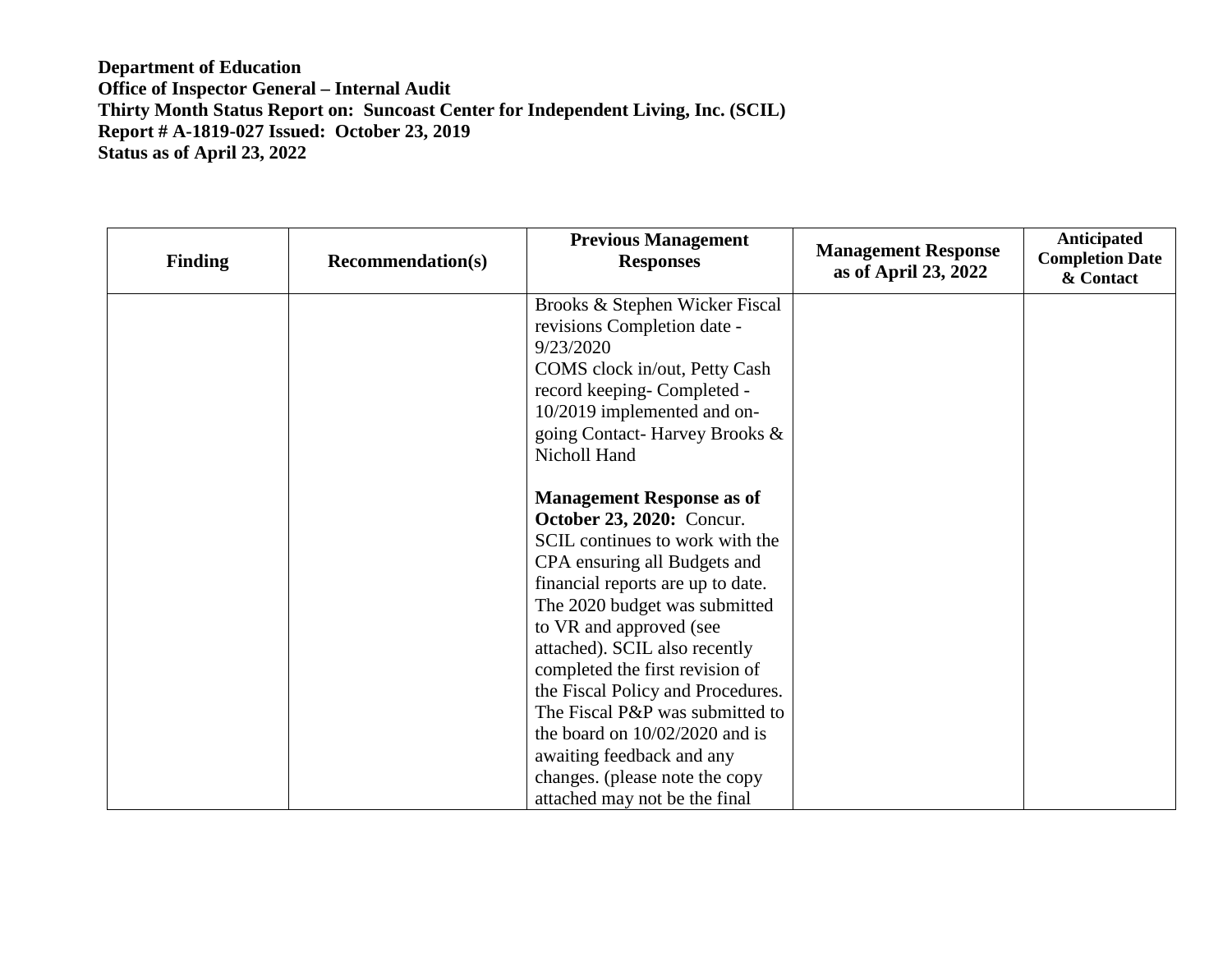**Department of Education**
**Office of Inspector General – Internal Audit**
**Thirty Month Status Report on: Suncoast Center for Independent Living, Inc. (SCIL)**
**Report # A-1819-027 Issued: October 23, 2019**
**Status as of April 23, 2022**

| Finding | Recommendation(s) | Previous Management Responses | Management Response as of April 23, 2022 | Anticipated Completion Date & Contact |
|---|---|---|---|---|
| | | Brooks & Stephen Wicker Fiscal revisions Completion date - 9/23/2020<br>COMS clock in/out, Petty Cash record keeping- Completed - 10/2019 implemented and on-going Contact- Harvey Brooks & Nicholl Hand<br><br>**Management Response as of October 23, 2020:** Concur. SCIL continues to work with the CPA ensuring all Budgets and financial reports are up to date. The 2020 budget was submitted to VR and approved (see attached). SCIL also recently completed the first revision of the Fiscal Policy and Procedures. The Fiscal P&P was submitted to the board on 10/02/2020 and is awaiting feedback and any changes. (please note the copy attached may not be the final | | |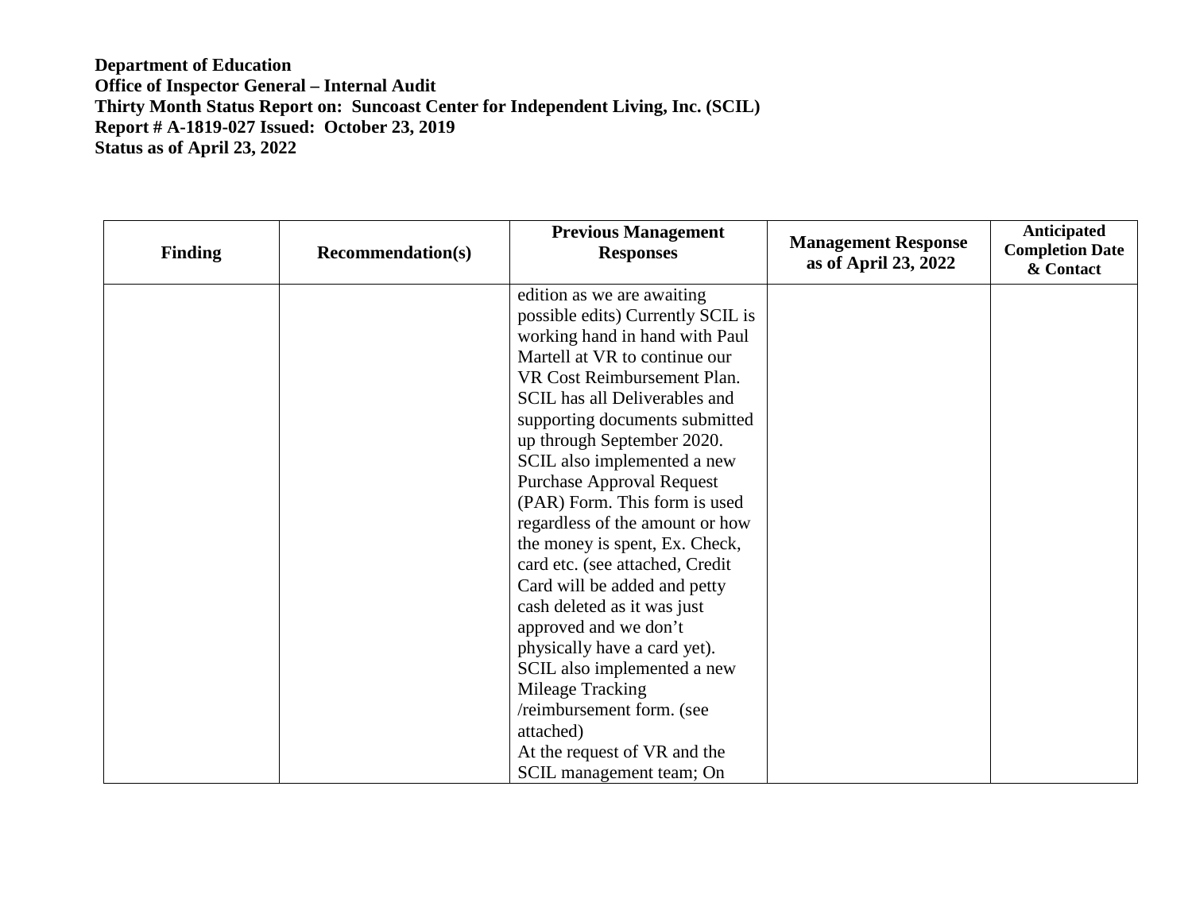**Department of Education**
**Office of Inspector General – Internal Audit**
**Thirty Month Status Report on: Suncoast Center for Independent Living, Inc. (SCIL)**
**Report # A-1819-027 Issued: October 23, 2019**
**Status as of April 23, 2022**

| Finding | Recommendation(s) | Previous Management Responses | Management Response as of April 23, 2022 | Anticipated Completion Date & Contact |
|---|---|---|---|---|
| | | edition as we are awaiting possible edits) Currently SCIL is working hand in hand with Paul Martell at VR to continue our VR Cost Reimbursement Plan. SCIL has all Deliverables and supporting documents submitted up through September 2020. SCIL also implemented a new Purchase Approval Request (PAR) Form. This form is used regardless of the amount or how the money is spent, Ex. Check, card etc. (see attached, Credit Card will be added and petty cash deleted as it was just approved and we don't physically have a card yet). SCIL also implemented a new Mileage Tracking /reimbursement form. (see attached)<br>At the request of VR and the SCIL management team; On | | |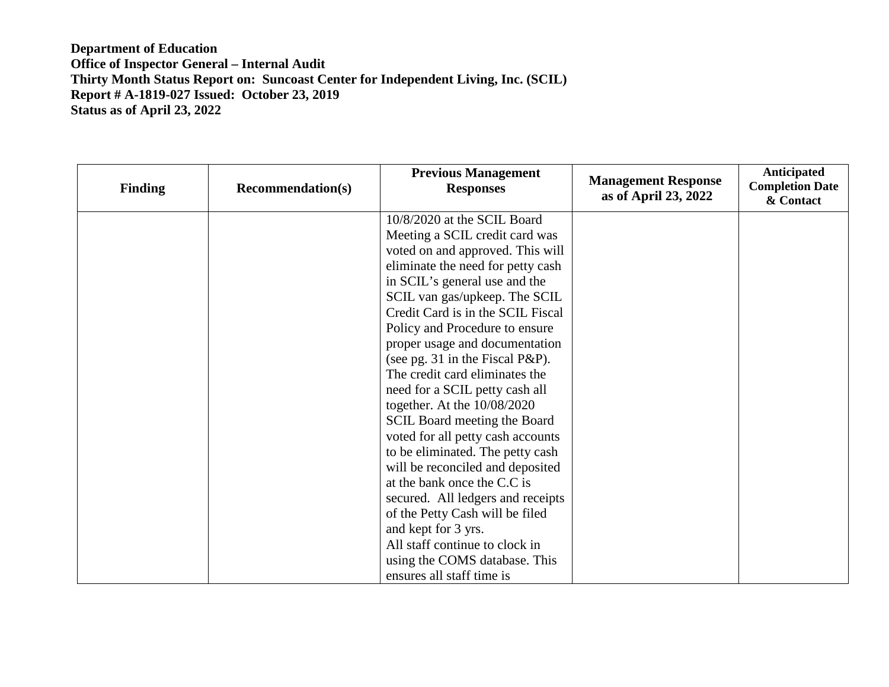**Department of Education**
**Office of Inspector General – Internal Audit**
**Thirty Month Status Report on: Suncoast Center for Independent Living, Inc. (SCIL)**
**Report # A-1819-027 Issued: October 23, 2019**
**Status as of April 23, 2022**

| Finding | Recommendation(s) | Previous Management Responses | Management Response as of April 23, 2022 | Anticipated Completion Date & Contact |
|---|---|---|---|---|
| | | 10/8/2020 at the SCIL Board Meeting a SCIL credit card was voted on and approved. This will eliminate the need for petty cash in SCIL's general use and the SCIL van gas/upkeep. The SCIL Credit Card is in the SCIL Fiscal Policy and Procedure to ensure proper usage and documentation (see pg. 31 in the Fiscal P&P). The credit card eliminates the need for a SCIL petty cash all together. At the 10/08/2020 SCIL Board meeting the Board voted for all petty cash accounts to be eliminated. The petty cash will be reconciled and deposited at the bank once the C.C is secured. All ledgers and receipts of the Petty Cash will be filed and kept for 3 yrs.<br>All staff continue to clock in using the COMS database. This ensures all staff time is | | |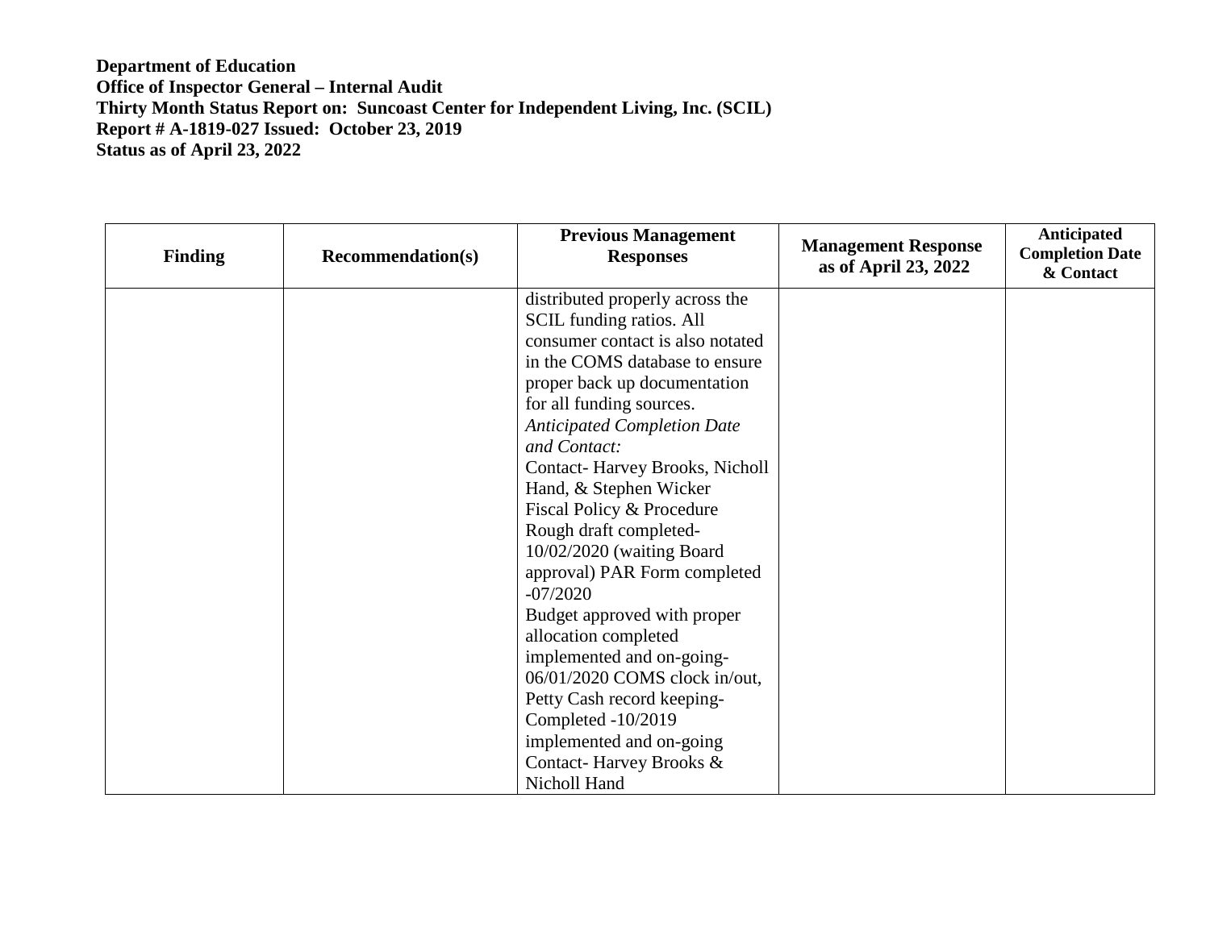**Department of Education**
**Office of Inspector General – Internal Audit**
**Thirty Month Status Report on: Suncoast Center for Independent Living, Inc. (SCIL)**
**Report # A-1819-027 Issued: October 23, 2019**
**Status as of April 23, 2022**

| Finding | Recommendation(s) | Previous Management Responses | Management Response as of April 23, 2022 | Anticipated Completion Date & Contact |
|---|---|---|---|---|
| | | distributed properly across the SCIL funding ratios. All consumer contact is also notated in the COMS database to ensure proper back up documentation for all funding sources.<br>*Anticipated Completion Date and Contact:*<br>Contact- Harvey Brooks, Nicholl Hand, & Stephen Wicker<br>Fiscal Policy & Procedure Rough draft completed- 10/02/2020 (waiting Board approval) PAR Form completed -07/2020<br>Budget approved with proper allocation completed implemented and on-going- 06/01/2020 COMS clock in/out, Petty Cash record keeping- Completed -10/2019 implemented and on-going<br>Contact- Harvey Brooks & Nicholl Hand | | |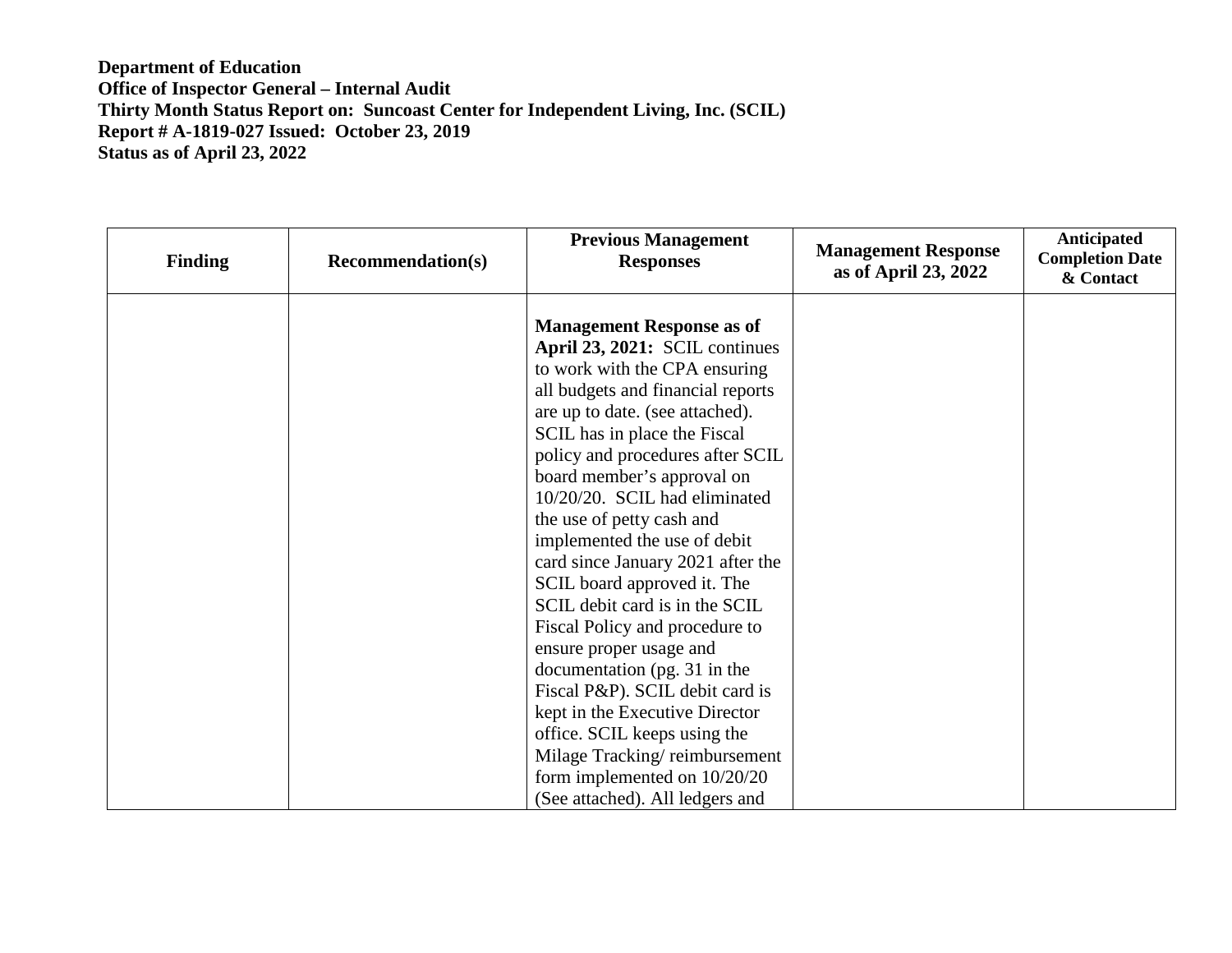**Department of Education**
**Office of Inspector General – Internal Audit**
**Thirty Month Status Report on: Suncoast Center for Independent Living, Inc. (SCIL)**
**Report # A-1819-027 Issued: October 23, 2019**
**Status as of April 23, 2022**

| Finding | Recommendation(s) | Previous Management Responses | Management Response as of April 23, 2022 | Anticipated Completion Date & Contact |
|---|---|---|---|---|
| | | **Management Response as of April 23, 2021:** SCIL continues to work with the CPA ensuring all budgets and financial reports are up to date. (see attached). SCIL has in place the Fiscal policy and procedures after SCIL board member's approval on 10/20/20. SCIL had eliminated the use of petty cash and implemented the use of debit card since January 2021 after the SCIL board approved it. The SCIL debit card is in the SCIL Fiscal Policy and procedure to ensure proper usage and documentation (pg. 31 in the Fiscal P&P). SCIL debit card is kept in the Executive Director office. SCIL keeps using the Milage Tracking/ reimbursement form implemented on 10/20/20 (See attached). All ledgers and | | |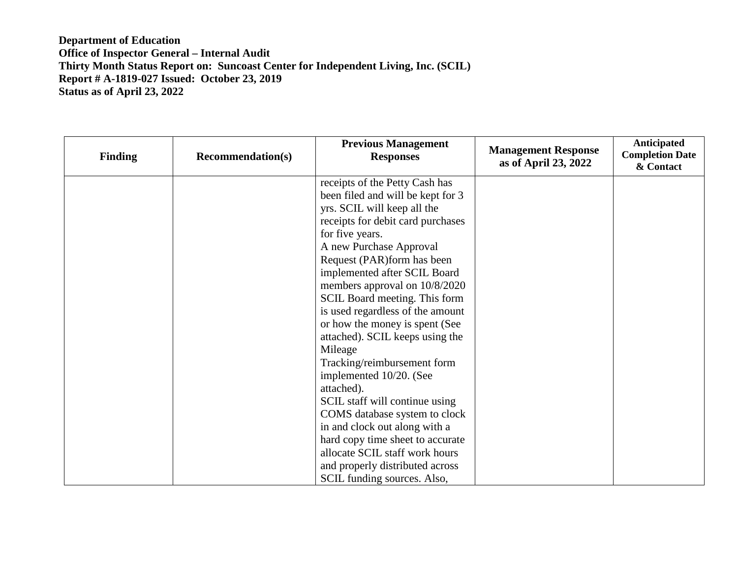**Department of Education**
**Office of Inspector General – Internal Audit**
**Thirty Month Status Report on: Suncoast Center for Independent Living, Inc. (SCIL)**
**Report # A-1819-027 Issued: October 23, 2019**
**Status as of April 23, 2022**

| Finding | Recommendation(s) | Previous Management Responses | Management Response as of April 23, 2022 | Anticipated Completion Date & Contact |
|---|---|---|---|---|
| | | receipts of the Petty Cash has been filed and will be kept for 3 yrs. SCIL will keep all the receipts for debit card purchases for five years.<br>A new Purchase Approval Request (PAR)form has been implemented after SCIL Board members approval on 10/8/2020 SCIL Board meeting. This form is used regardless of the amount or how the money is spent (See attached). SCIL keeps using the Mileage Tracking/reimbursement form implemented 10/20. (See attached).<br>SCIL staff will continue using COMS database system to clock in and clock out along with a hard copy time sheet to accurate allocate SCIL staff work hours and properly distributed across SCIL funding sources. Also, | | |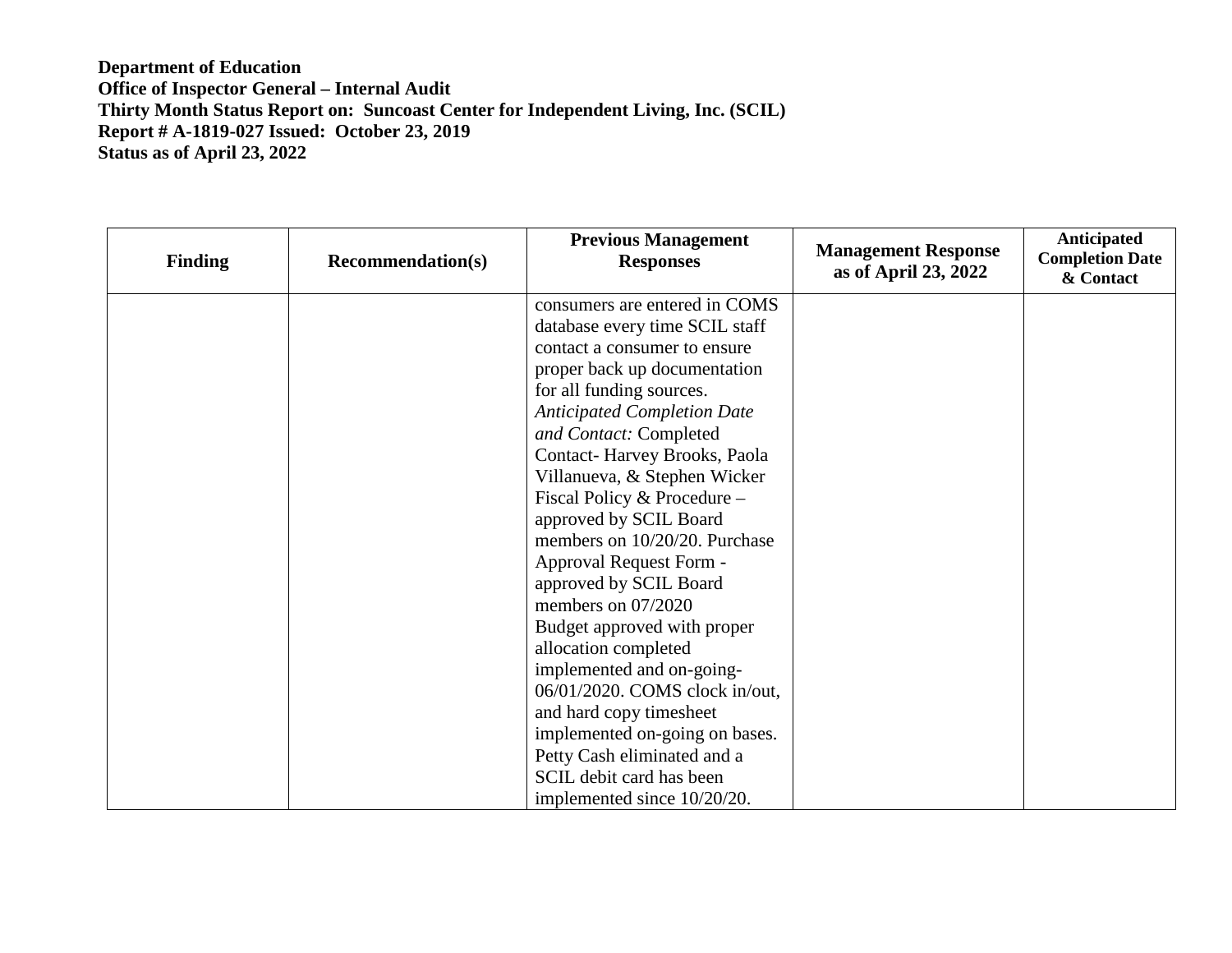**Department of Education**
**Office of Inspector General – Internal Audit**
**Thirty Month Status Report on: Suncoast Center for Independent Living, Inc. (SCIL)**
**Report # A-1819-027 Issued: October 23, 2019**
**Status as of April 23, 2022**

| Finding | Recommendation(s) | Previous Management Responses | Management Response as of April 23, 2022 | Anticipated Completion Date & Contact |
|---|---|---|---|---|
| | | consumers are entered in COMS database every time SCIL staff contact a consumer to ensure proper back up documentation for all funding sources. *Anticipated Completion Date and Contact:* Completed Contact- Harvey Brooks, Paola Villanueva, & Stephen Wicker Fiscal Policy & Procedure – approved by SCIL Board members on 10/20/20. Purchase Approval Request Form - approved by SCIL Board members on 07/2020 Budget approved with proper allocation completed implemented and on-going- 06/01/2020. COMS clock in/out, and hard copy timesheet implemented on-going on bases. Petty Cash eliminated and a SCIL debit card has been implemented since 10/20/20. | | |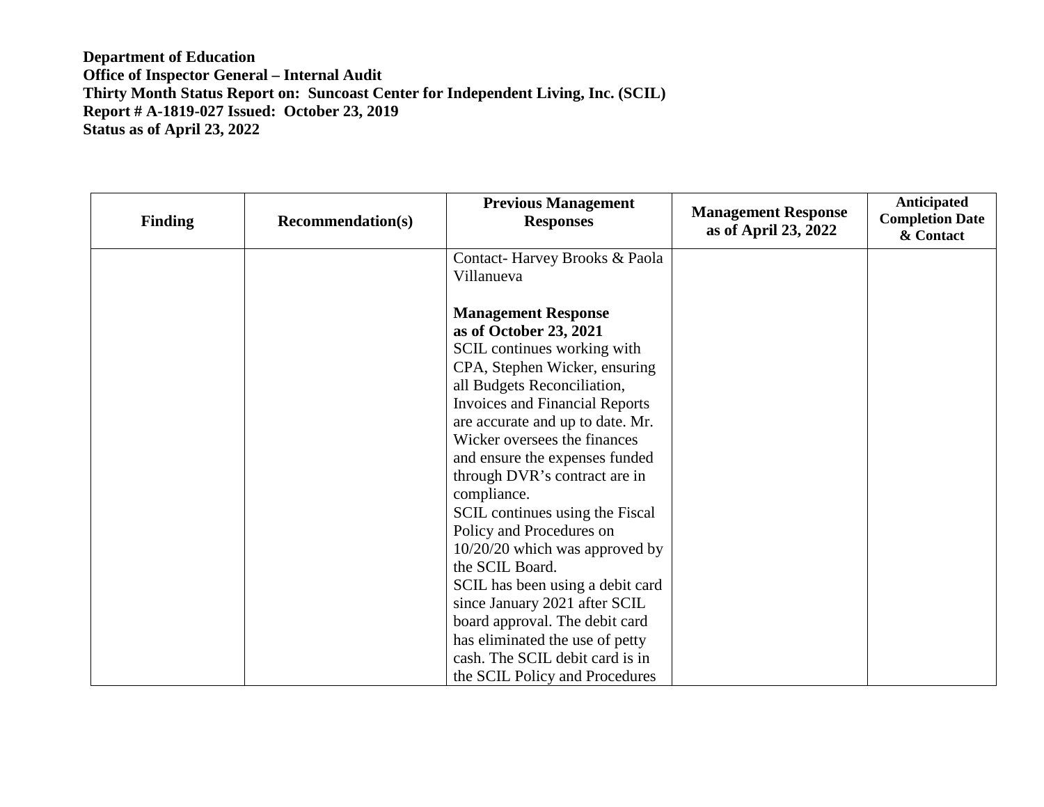**Department of Education**
**Office of Inspector General – Internal Audit**
**Thirty Month Status Report on: Suncoast Center for Independent Living, Inc. (SCIL)**
**Report # A-1819-027 Issued: October 23, 2019**
**Status as of April 23, 2022**

| Finding | Recommendation(s) | Previous Management Responses | Management Response as of April 23, 2022 | Anticipated Completion Date & Contact |
|---|---|---|---|---|
| | | Contact- Harvey Brooks & Paola Villanueva<br><br>**Management Response as of October 23, 2021**<br>SCIL continues working with CPA, Stephen Wicker, ensuring all Budgets Reconciliation, Invoices and Financial Reports are accurate and up to date. Mr. Wicker oversees the finances and ensure the expenses funded through DVR's contract are in compliance.<br>SCIL continues using the Fiscal Policy and Procedures on 10/20/20 which was approved by the SCIL Board.<br>SCIL has been using a debit card since January 2021 after SCIL board approval. The debit card has eliminated the use of petty cash. The SCIL debit card is in the SCIL Policy and Procedures | | |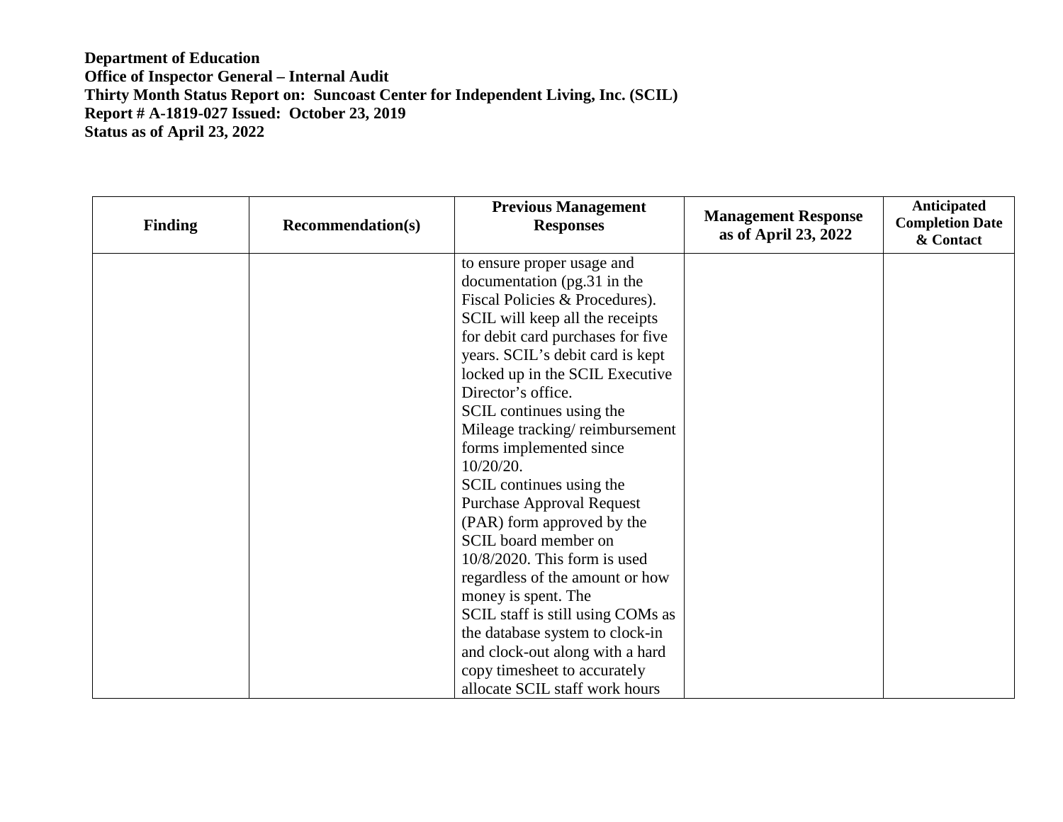**Department of Education**
**Office of Inspector General – Internal Audit**
**Thirty Month Status Report on: Suncoast Center for Independent Living, Inc. (SCIL)**
**Report # A-1819-027 Issued: October 23, 2019**
**Status as of April 23, 2022**

| Finding | Recommendation(s) | Previous Management Responses | Management Response as of April 23, 2022 | Anticipated Completion Date & Contact |
|---|---|---|---|---|
| | | to ensure proper usage and documentation (pg.31 in the Fiscal Policies & Procedures). SCIL will keep all the receipts for debit card purchases for five years. SCIL's debit card is kept locked up in the SCIL Executive Director's office.<br>SCIL continues using the Mileage tracking/ reimbursement forms implemented since 10/20/20.<br>SCIL continues using the Purchase Approval Request (PAR) form approved by the SCIL board member on 10/8/2020. This form is used regardless of the amount or how money is spent. The<br>SCIL staff is still using COMs as the database system to clock-in and clock-out along with a hard copy timesheet to accurately allocate SCIL staff work hours | | |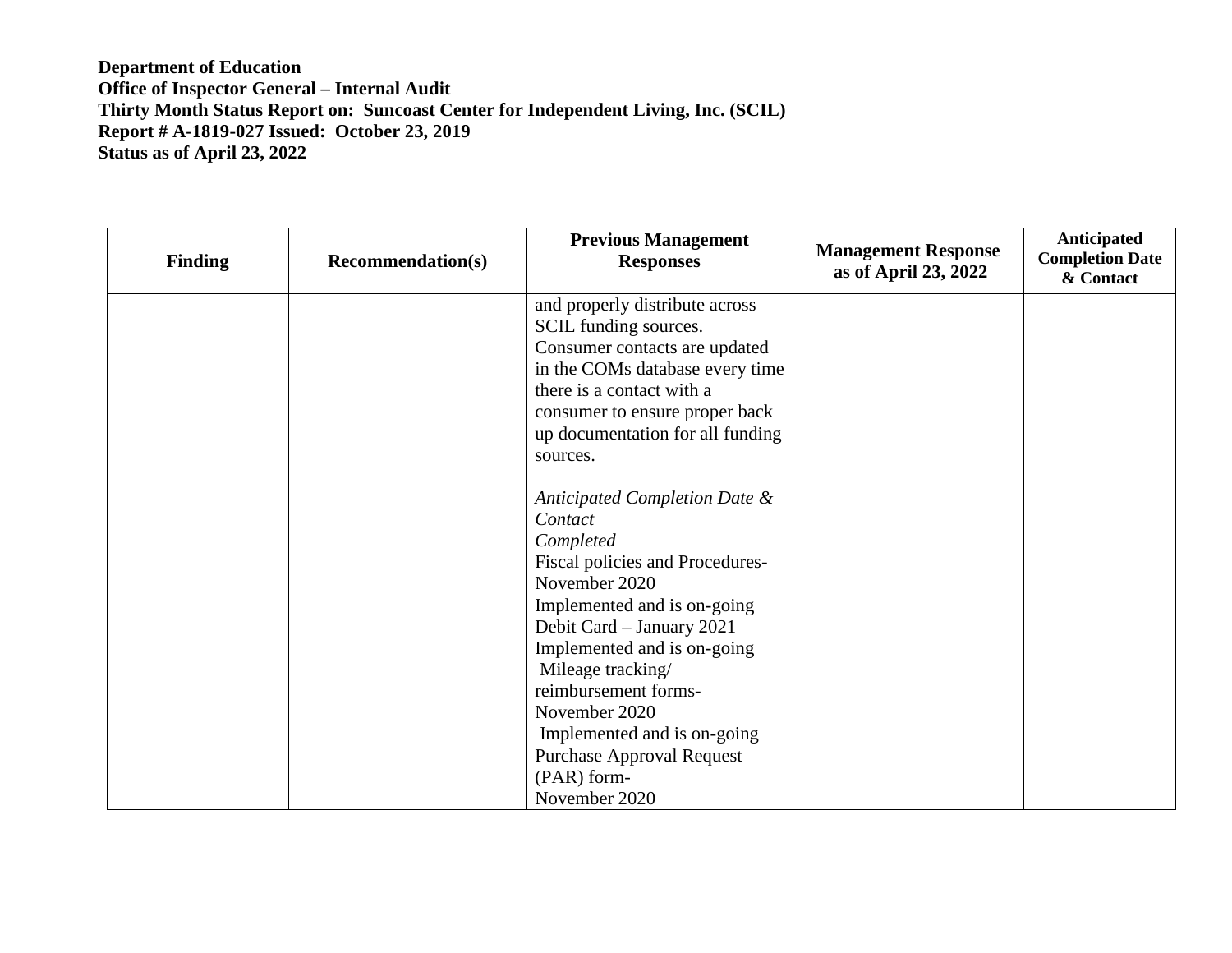**Department of Education**
**Office of Inspector General – Internal Audit**
**Thirty Month Status Report on: Suncoast Center for Independent Living, Inc. (SCIL)**
**Report # A-1819-027 Issued: October 23, 2019**
**Status as of April 23, 2022**

| Finding | Recommendation(s) | Previous Management Responses | Management Response as of April 23, 2022 | Anticipated Completion Date & Contact |
|---|---|---|---|---|
| | | and properly distribute across SCIL funding sources. Consumer contacts are updated in the COMs database every time there is a contact with a consumer to ensure proper back up documentation for all funding sources.<br><br>*Anticipated Completion Date & Contact*<br>*Completed*<br>Fiscal policies and Procedures-November 2020<br>Implemented and is on-going<br>Debit Card – January 2021<br>Implemented and is on-going<br>Mileage tracking/ reimbursement forms-November 2020<br>Implemented and is on-going<br>Purchase Approval Request (PAR) form-<br>November 2020 | | |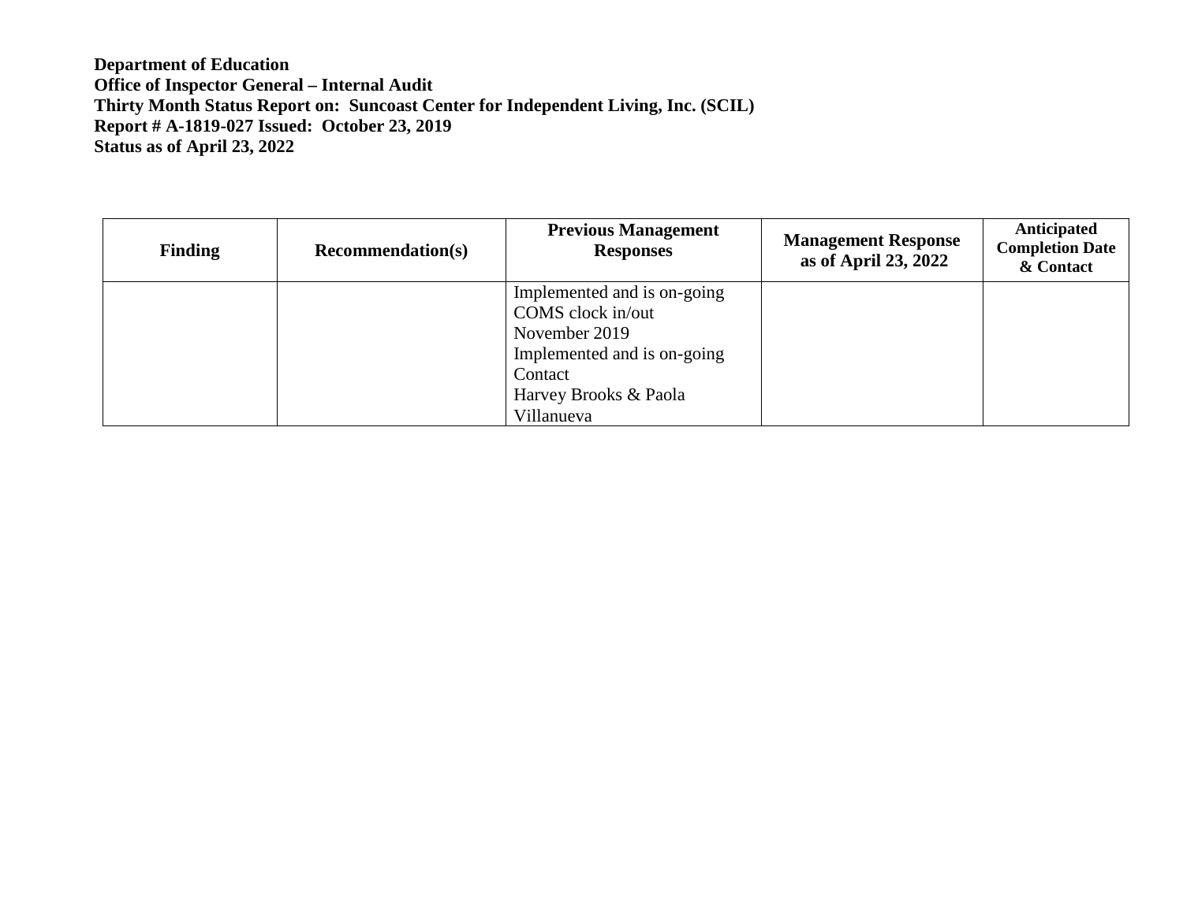**Department of Education**
**Office of Inspector General – Internal Audit**
**Thirty Month Status Report on: Suncoast Center for Independent Living, Inc. (SCIL)**
**Report # A-1819-027 Issued: October 23, 2019**
**Status as of April 23, 2022**

| Finding | Recommendation(s) | Previous Management Responses | Management Response as of April 23, 2022 | Anticipated Completion Date & Contact |
|---|---|---|---|---|
| | | Implemented and is on-going<br>COMS clock in/out<br>November 2019<br>Implemented and is on-going<br>Contact<br>Harvey Brooks & Paola Villanueva | | |